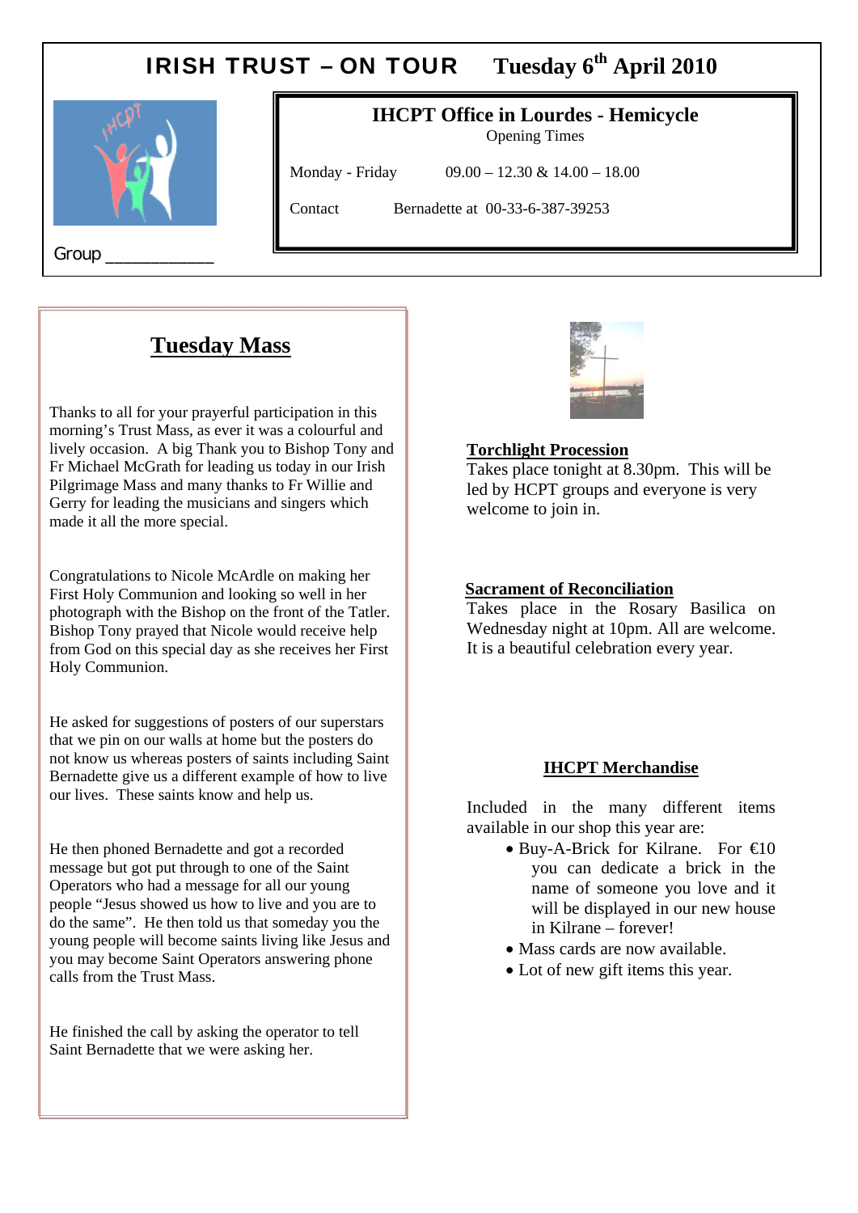# IRISH TRUST – ON TOUR Tuesday 6th April 2010

Group ___________

## IHCPT Office in Lourdes - Hemicycle

Opening Times

Monday - Friday 09.00 – 12.30 & 14.00 – 18.00

Contact Bernadette at 00-33-6-387-39253

## Tuesday Mass

Thanks to all for your prayerful participation in this morning's Trust Mass, as ever it was a colourful and lively occasion. A big Thank you to Bishop Tony and Fr Michael McGrath for leading us today in our Irish Pilgrimage Mass and many thanks to Fr Willie and Gerry for leading the musicians and singers which made it all the more special.

Congratulations to Nicole McArdle on making her First Holy Communion and looking so well in her photograph with the Bishop on the front of the Tatler. Bishop Tony prayed that Nicole would receive help from God on this special day as she receives her First Holy Communion.

He asked for suggestions of posters of our superstars that we pin on our walls at home but the posters do not know us whereas posters of saints including Saint Bernadette give us a different example of how to live our lives. These saints know and help us.

He then phoned Bernadette and got a recorded message but got put through to one of the Saint Operators who had a message for all our young people "Jesus showed us how to live and you are to do the same". He then told us that someday you the young people will become saints living like Jesus and you may become Saint Operators answering phone calls from the Trust Mass.

He finished the call by asking the operator to tell Saint Bernadette that we were asking her.

**Torchlight Procession**

Takes place tonight at 8.30pm. This will be led by HCPT groups and everyone is very welcome to join in.

**Sacrament of Reconciliation**

Takes place in the Rosary Basilica on Wednesday night at 10pm. All are welcome. It is a beautiful celebration every year.

**IHCPT Merchandise**

Included in the many different items available in our shop this year are:

- Buy-A-Brick for Kilrane. For €10 you can dedicate a brick in the name of someone you love and it will be displayed in our new house in Kilrane – forever!
- Mass cards are now available.
- Lot of new gift items this year.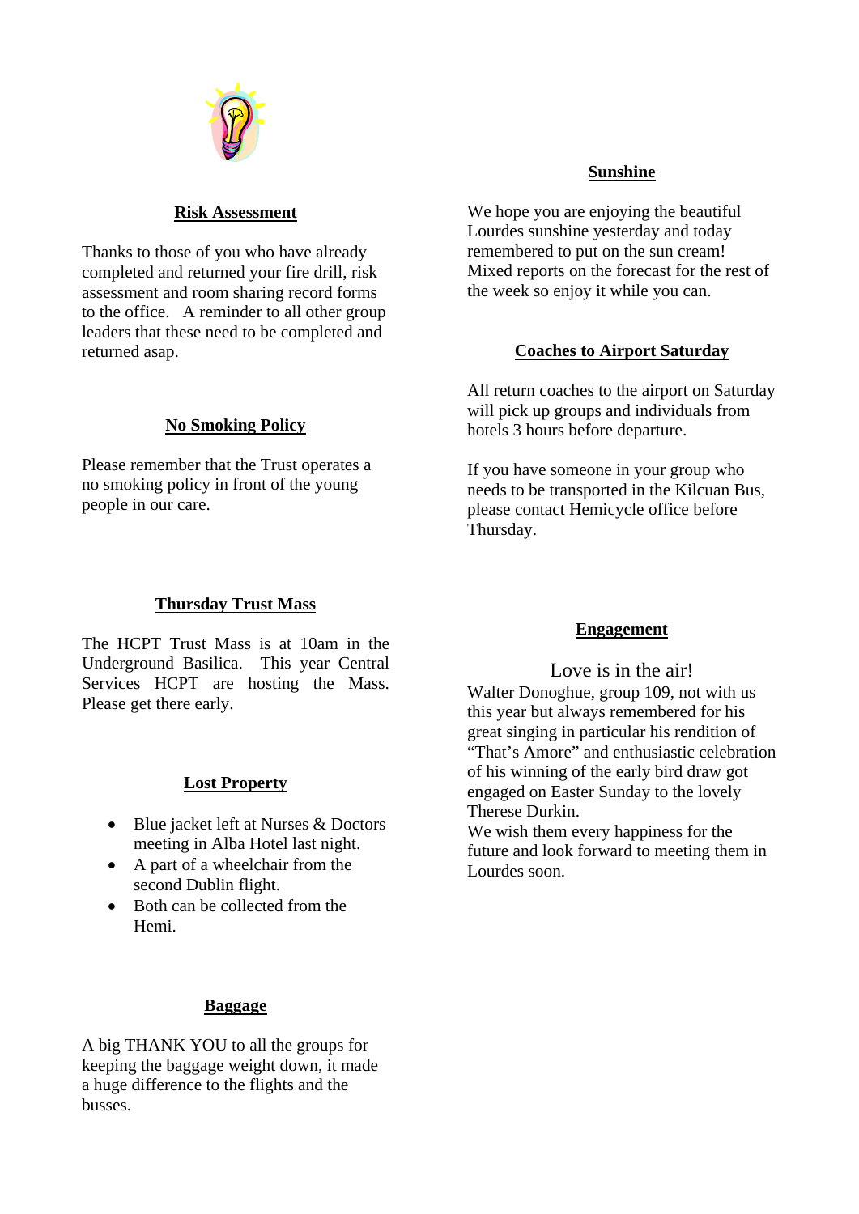## Risk Assessment

Thanks to those of you who have already completed and returned your fire drill, risk assessment and room sharing record forms to the office. A reminder to all other group leaders that these need to be completed and returned asap.

## No Smoking Policy

Please remember that the Trust operates a no smoking policy in front of the young people in our care.

## Thursday Trust Mass

The HCPT Trust Mass is at 10am in the Underground Basilica. This year Central Services HCPT are hosting the Mass. Please get there early.

## Lost Property

- Blue jacket left at Nurses & Doctors meeting in Alba Hotel last night.
- A part of a wheelchair from the second Dublin flight.
- Both can be collected from the Hemi.

## Baggage

A big THANK YOU to all the groups for keeping the baggage weight down, it made a huge difference to the flights and the busses.

## Sunshine

We hope you are enjoying the beautiful Lourdes sunshine yesterday and today remembered to put on the sun cream! Mixed reports on the forecast for the rest of the week so enjoy it while you can.

## Coaches to Airport Saturday

All return coaches to the airport on Saturday will pick up groups and individuals from hotels 3 hours before departure.

If you have someone in your group who needs to be transported in the Kilcuan Bus, please contact Hemicycle office before Thursday.

## Engagement

Love is in the air!

Walter Donoghue, group 109, not with us this year but always remembered for his great singing in particular his rendition of "That's Amore" and enthusiastic celebration of his winning of the early bird draw got engaged on Easter Sunday to the lovely Therese Durkin.

We wish them every happiness for the future and look forward to meeting them in Lourdes soon.